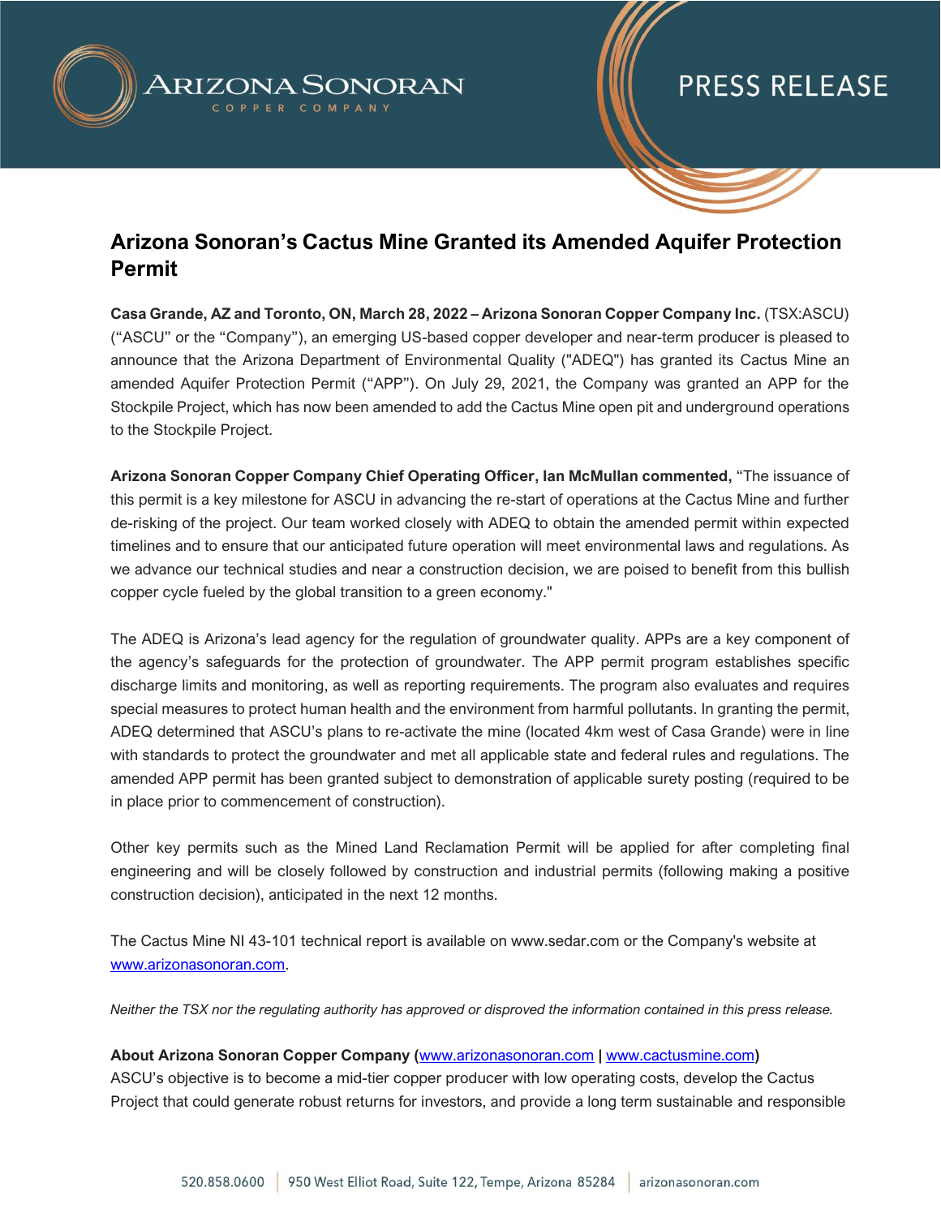# Arizona Sonoran's Cactus Mine Granted its Amended Aquifer Protection Permit

**Casa Grande, AZ and Toronto, ON, March 28, 2022 – Arizona Sonoran Copper Company Inc.** (TSX:ASCU) ("ASCU" or the "Company"), an emerging US-based copper developer and near-term producer is pleased to announce that the Arizona Department of Environmental Quality ("ADEQ") has granted its Cactus Mine an amended Aquifer Protection Permit ("APP"). On July 29, 2021, the Company was granted an APP for the Stockpile Project, which has now been amended to add the Cactus Mine open pit and underground operations to the Stockpile Project.

**Arizona Sonoran Copper Company Chief Operating Officer, Ian McMullan commented,** "The issuance of this permit is a key milestone for ASCU in advancing the re-start of operations at the Cactus Mine and further de-risking of the project. Our team worked closely with ADEQ to obtain the amended permit within expected timelines and to ensure that our anticipated future operation will meet environmental laws and regulations. As we advance our technical studies and near a construction decision, we are poised to benefit from this bullish copper cycle fueled by the global transition to a green economy."

The ADEQ is Arizona's lead agency for the regulation of groundwater quality. APPs are a key component of the agency's safeguards for the protection of groundwater. The APP permit program establishes specific discharge limits and monitoring, as well as reporting requirements. The program also evaluates and requires special measures to protect human health and the environment from harmful pollutants. In granting the permit, ADEQ determined that ASCU's plans to re-activate the mine (located 4km west of Casa Grande) were in line with standards to protect the groundwater and met all applicable state and federal rules and regulations. The amended APP permit has been granted subject to demonstration of applicable surety posting (required to be in place prior to commencement of construction).

Other key permits such as the Mined Land Reclamation Permit will be applied for after completing final engineering and will be closely followed by construction and industrial permits (following making a positive construction decision), anticipated in the next 12 months.

The Cactus Mine NI 43-101 technical report is available on www.sedar.com or the Company's website at www.arizonasonoran.com.

*Neither the TSX nor the regulating authority has approved or disproved the information contained in this press release.*

**About Arizona Sonoran Copper Company (www.arizonasonoran.com | www.cactusmine.com)**
ASCU's objective is to become a mid-tier copper producer with low operating costs, develop the Cactus Project that could generate robust returns for investors, and provide a long term sustainable and responsible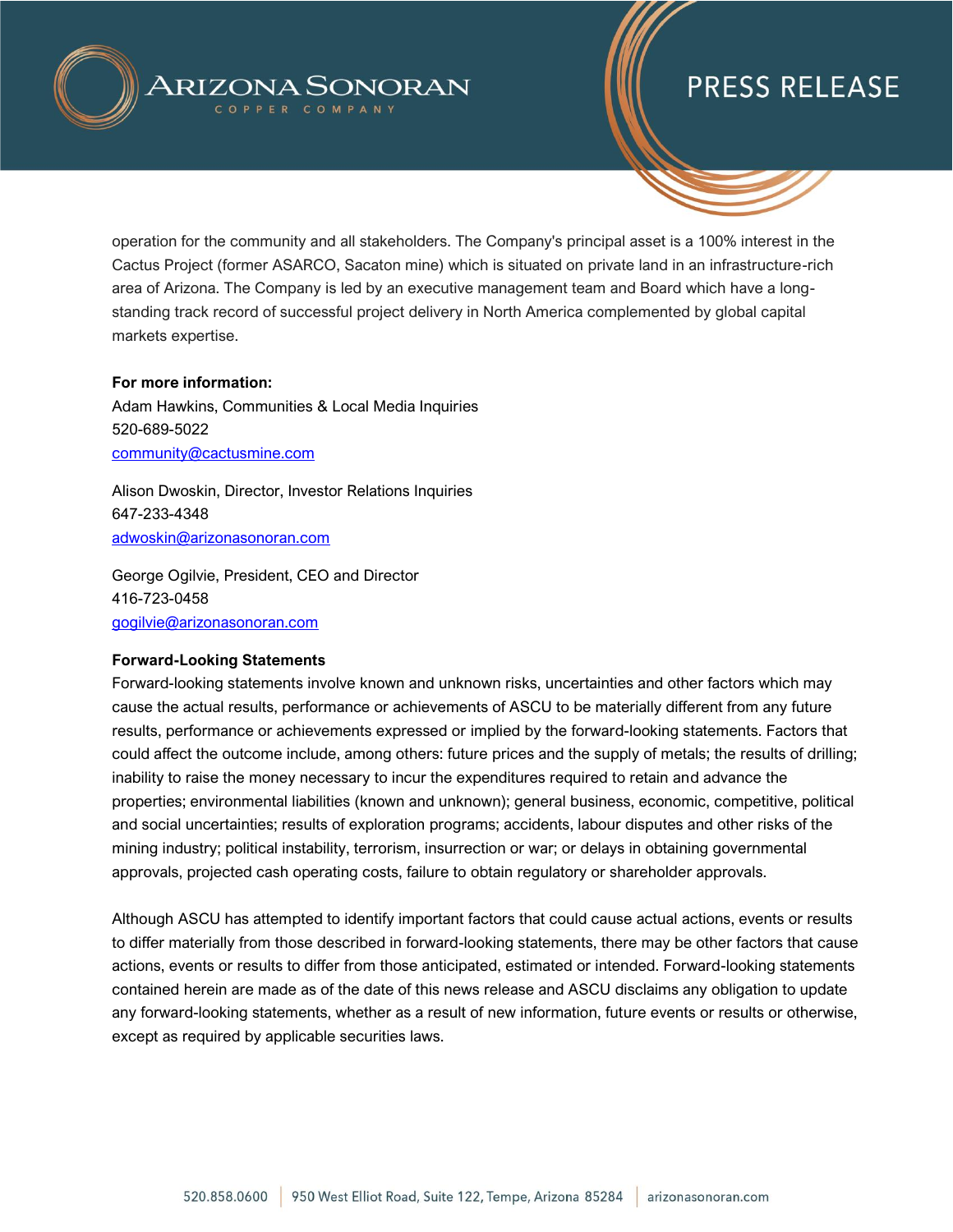operation for the community and all stakeholders. The Company's principal asset is a 100% interest in the Cactus Project (former ASARCO, Sacaton mine) which is situated on private land in an infrastructure-rich area of Arizona. The Company is led by an executive management team and Board which have a long-standing track record of successful project delivery in North America complemented by global capital markets expertise.

**For more information:**
Adam Hawkins, Communities & Local Media Inquiries
520-689-5022
community@cactusmine.com

Alison Dwoskin, Director, Investor Relations Inquiries
647-233-4348
adwoskin@arizonasonoran.com

George Ogilvie, President, CEO and Director
416-723-0458
gogilvie@arizonasonoran.com

**Forward-Looking Statements**
Forward-looking statements involve known and unknown risks, uncertainties and other factors which may cause the actual results, performance or achievements of ASCU to be materially different from any future results, performance or achievements expressed or implied by the forward-looking statements. Factors that could affect the outcome include, among others: future prices and the supply of metals; the results of drilling; inability to raise the money necessary to incur the expenditures required to retain and advance the properties; environmental liabilities (known and unknown); general business, economic, competitive, political and social uncertainties; results of exploration programs; accidents, labour disputes and other risks of the mining industry; political instability, terrorism, insurrection or war; or delays in obtaining governmental approvals, projected cash operating costs, failure to obtain regulatory or shareholder approvals.

Although ASCU has attempted to identify important factors that could cause actual actions, events or results to differ materially from those described in forward-looking statements, there may be other factors that cause actions, events or results to differ from those anticipated, estimated or intended. Forward-looking statements contained herein are made as of the date of this news release and ASCU disclaims any obligation to update any forward-looking statements, whether as a result of new information, future events or results or otherwise, except as required by applicable securities laws.